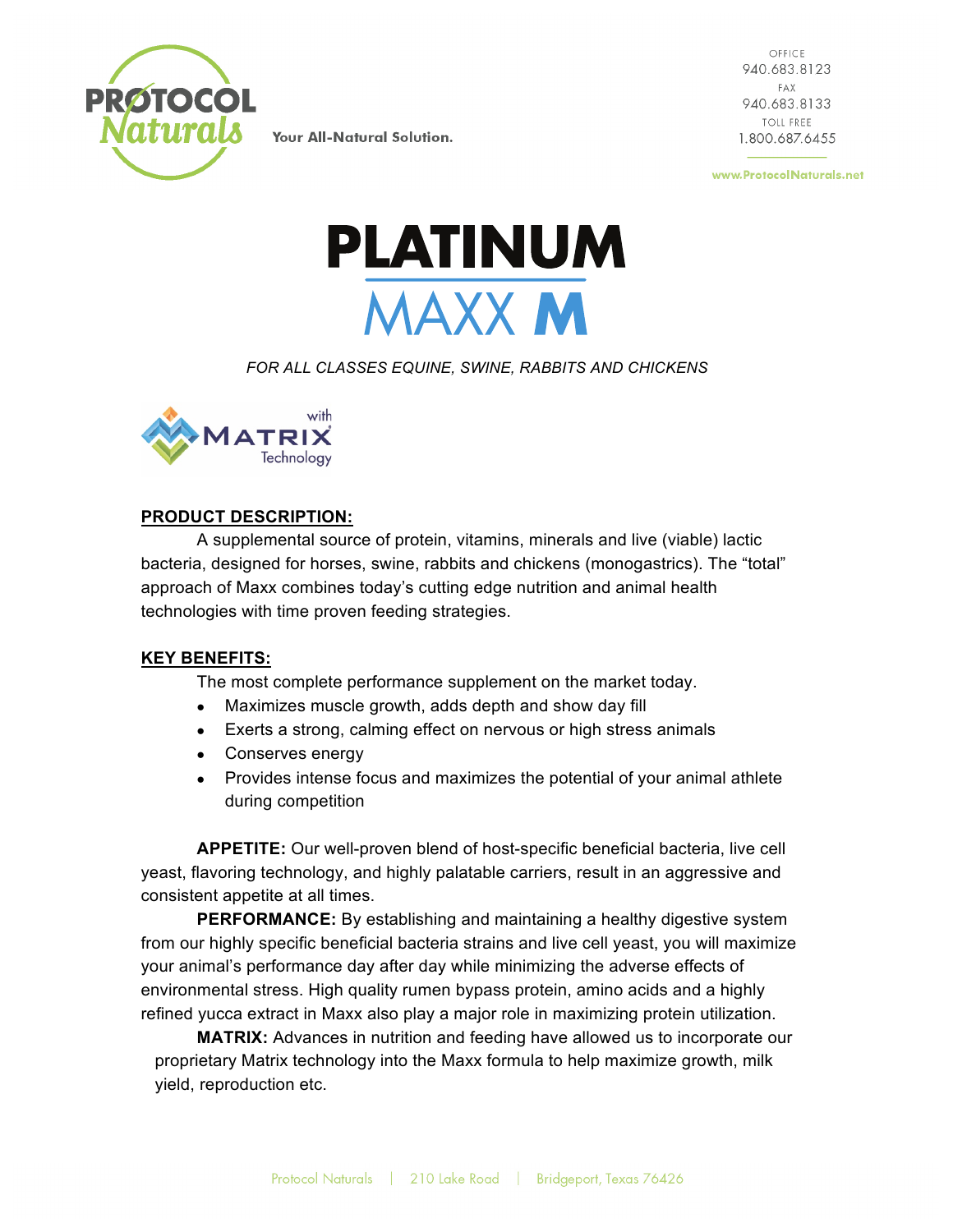PROTOCOL Naturals

Your All-Natural Solution.

OFFICE
940.683.8123
FAX
940.683.8133
TOLL FREE
1.800.687.6455

www.ProtocolNaturals.net

# PLATINUM MAXX M

*FOR ALL CLASSES EQUINE, SWINE, RABBITS AND CHICKENS*

with MATRIX Technology

**PRODUCT DESCRIPTION:**

A supplemental source of protein, vitamins, minerals and live (viable) lactic bacteria, designed for horses, swine, rabbits and chickens (monogastrics). The "total" approach of Maxx combines today's cutting edge nutrition and animal health technologies with time proven feeding strategies.

**KEY BENEFITS:**

The most complete performance supplement on the market today.

- Maximizes muscle growth, adds depth and show day fill
- Exerts a strong, calming effect on nervous or high stress animals
- Conserves energy
- Provides intense focus and maximizes the potential of your animal athlete during competition

**APPETITE:** Our well-proven blend of host-specific beneficial bacteria, live cell yeast, flavoring technology, and highly palatable carriers, result in an aggressive and consistent appetite at all times.

**PERFORMANCE:** By establishing and maintaining a healthy digestive system from our highly specific beneficial bacteria strains and live cell yeast, you will maximize your animal's performance day after day while minimizing the adverse effects of environmental stress. High quality rumen bypass protein, amino acids and a highly refined yucca extract in Maxx also play a major role in maximizing protein utilization.

**MATRIX:** Advances in nutrition and feeding have allowed us to incorporate our proprietary Matrix technology into the Maxx formula to help maximize growth, milk yield, reproduction etc.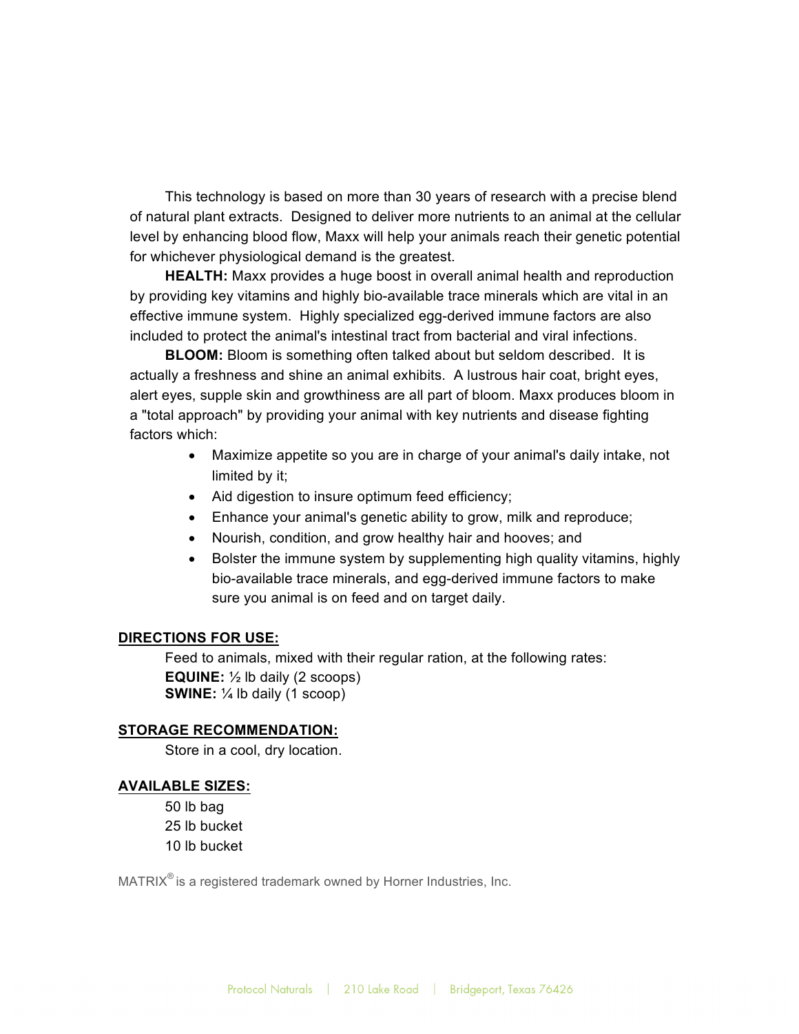This technology is based on more than 30 years of research with a precise blend of natural plant extracts. Designed to deliver more nutrients to an animal at the cellular level by enhancing blood flow, Maxx will help your animals reach their genetic potential for whichever physiological demand is the greatest.

**HEALTH:** Maxx provides a huge boost in overall animal health and reproduction by providing key vitamins and highly bio-available trace minerals which are vital in an effective immune system. Highly specialized egg-derived immune factors are also included to protect the animal's intestinal tract from bacterial and viral infections.

**BLOOM:** Bloom is something often talked about but seldom described. It is actually a freshness and shine an animal exhibits. A lustrous hair coat, bright eyes, alert eyes, supple skin and growthiness are all part of bloom. Maxx produces bloom in a "total approach" by providing your animal with key nutrients and disease fighting factors which:

- Maximize appetite so you are in charge of your animal's daily intake, not limited by it;
- Aid digestion to insure optimum feed efficiency;
- Enhance your animal's genetic ability to grow, milk and reproduce;
- Nourish, condition, and grow healthy hair and hooves; and
- Bolster the immune system by supplementing high quality vitamins, highly bio-available trace minerals, and egg-derived immune factors to make sure you animal is on feed and on target daily.

## DIRECTIONS FOR USE:

Feed to animals, mixed with their regular ration, at the following rates:
**EQUINE:** ½ lb daily (2 scoops)
**SWINE:** ¼ lb daily (1 scoop)

## STORAGE RECOMMENDATION:

Store in a cool, dry location.

## AVAILABLE SIZES:

50 lb bag
25 lb bucket
10 lb bucket

MATRIX® is a registered trademark owned by Horner Industries, Inc.

Protocol Naturals | 210 Lake Road | Bridgeport, Texas 76426